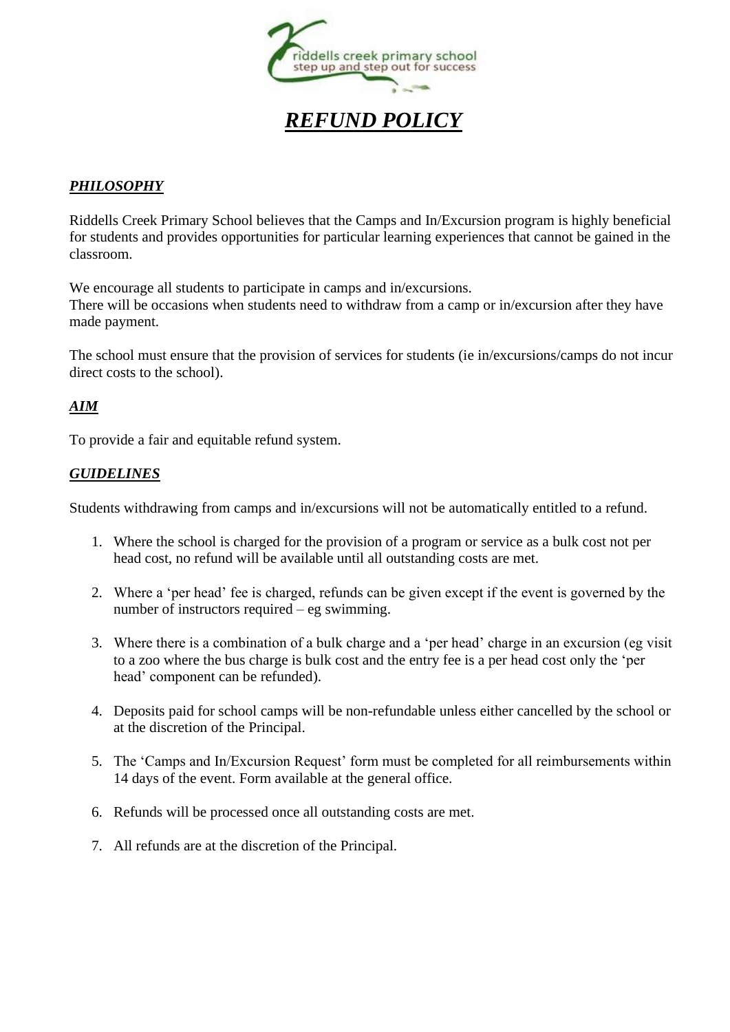riddells creek primary school
step up and step out for success

# *REFUND POLICY*

## *PHILOSOPHY*

Riddells Creek Primary School believes that the Camps and In/Excursion program is highly beneficial for students and provides opportunities for particular learning experiences that cannot be gained in the classroom.

We encourage all students to participate in camps and in/excursions.
There will be occasions when students need to withdraw from a camp or in/excursion after they have made payment.

The school must ensure that the provision of services for students (ie in/excursions/camps do not incur direct costs to the school).

## *AIM*

To provide a fair and equitable refund system.

## *GUIDELINES*

Students withdrawing from camps and in/excursions will not be automatically entitled to a refund.

1. Where the school is charged for the provision of a program or service as a bulk cost not per head cost, no refund will be available until all outstanding costs are met.
2. Where a 'per head' fee is charged, refunds can be given except if the event is governed by the number of instructors required – eg swimming.
3. Where there is a combination of a bulk charge and a 'per head' charge in an excursion (eg visit to a zoo where the bus charge is bulk cost and the entry fee is a per head cost only the 'per head' component can be refunded).
4. Deposits paid for school camps will be non-refundable unless either cancelled by the school or at the discretion of the Principal.
5. The 'Camps and In/Excursion Request' form must be completed for all reimbursements within 14 days of the event. Form available at the general office.
6. Refunds will be processed once all outstanding costs are met.
7. All refunds are at the discretion of the Principal.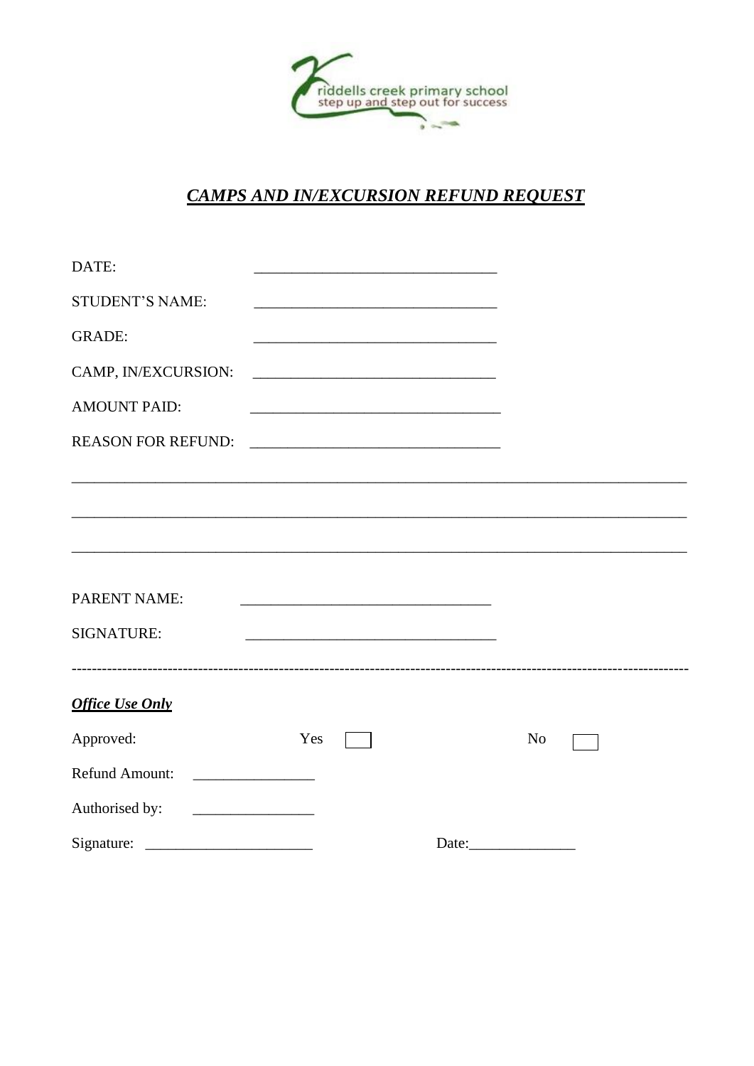riddells creek primary school
step up and step out for success

## ***CAMPS AND IN/EXCURSION REFUND REQUEST***

DATE: ______________________________

STUDENT'S NAME: ______________________________

GRADE: ______________________________

CAMP, IN/EXCURSION: ______________________________

AMOUNT PAID: ______________________________

REASON FOR REFUND: ______________________________

______________________________________________________________________________

______________________________________________________________________________

______________________________________________________________________________

PARENT NAME: ______________________________

SIGNATURE: ______________________________

---

***Office Use Only***

Approved: Yes ☐ No ☐

Refund Amount: _______________

Authorised by: _______________

Signature: ____________________ Date:_____________